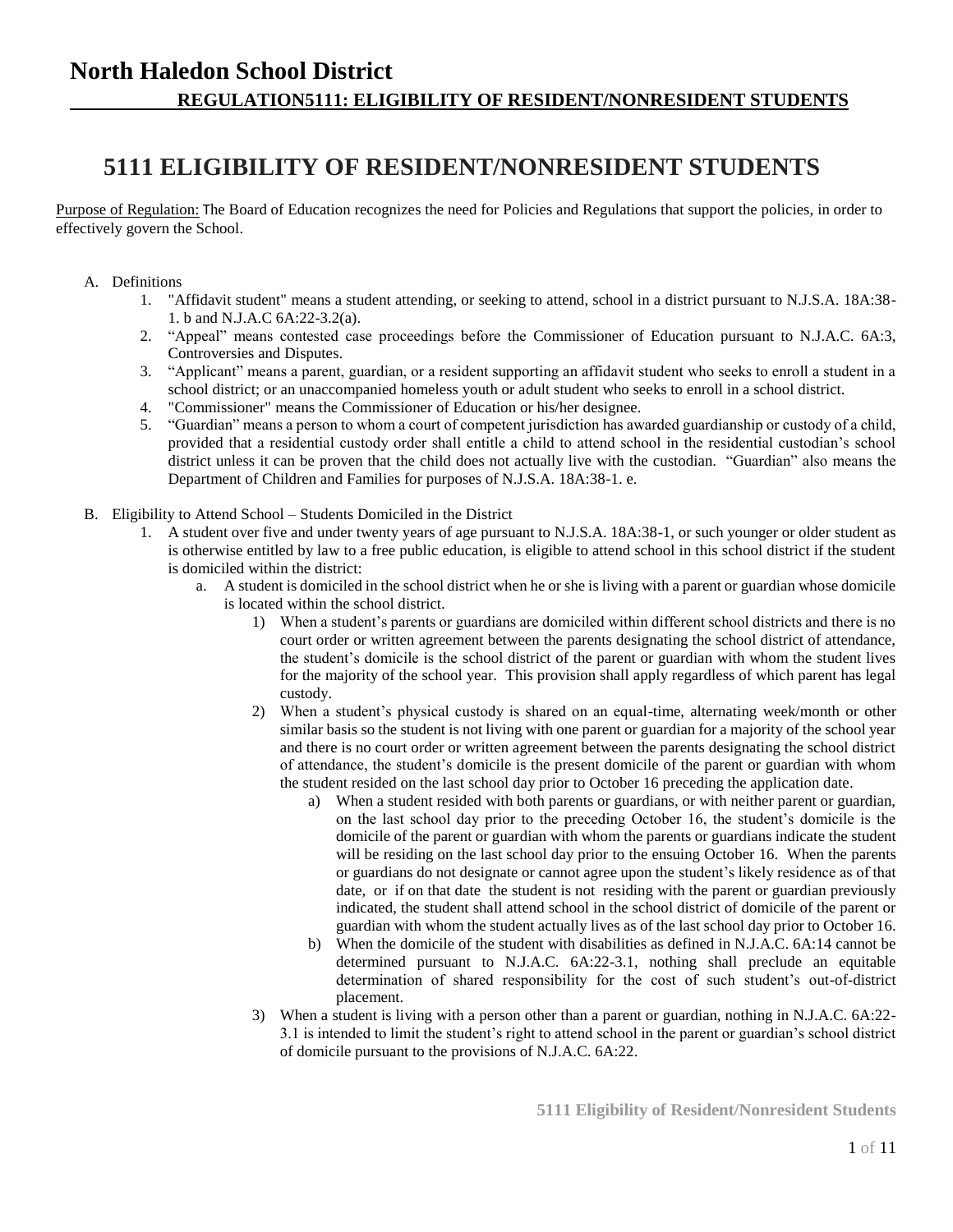# North Haledon School District

## REGULATION5111: ELIGIBILITY OF RESIDENT/NONRESIDENT STUDENTS

# 5111 ELIGIBILITY OF RESIDENT/NONRESIDENT STUDENTS

Purpose of Regulation: The Board of Education recognizes the need for Policies and Regulations that support the policies, in order to effectively govern the School.

A. Definitions
   1. "Affidavit student" means a student attending, or seeking to attend, school in a district pursuant to N.J.S.A. 18A:38-1. b and N.J.A.C 6A:22-3.2(a).
   2. "Appeal" means contested case proceedings before the Commissioner of Education pursuant to N.J.A.C. 6A:3, Controversies and Disputes.
   3. "Applicant" means a parent, guardian, or a resident supporting an affidavit student who seeks to enroll a student in a school district; or an unaccompanied homeless youth or adult student who seeks to enroll in a school district.
   4. "Commissioner" means the Commissioner of Education or his/her designee.
   5. "Guardian" means a person to whom a court of competent jurisdiction has awarded guardianship or custody of a child, provided that a residential custody order shall entitle a child to attend school in the residential custodian's school district unless it can be proven that the child does not actually live with the custodian. "Guardian" also means the Department of Children and Families for purposes of N.J.S.A. 18A:38-1. e.

B. Eligibility to Attend School – Students Domiciled in the District
   1. A student over five and under twenty years of age pursuant to N.J.S.A. 18A:38-1, or such younger or older student as is otherwise entitled by law to a free public education, is eligible to attend school in this school district if the student is domiciled within the district:
      a. A student is domiciled in the school district when he or she is living with a parent or guardian whose domicile is located within the school district.
         1) When a student's parents or guardians are domiciled within different school districts and there is no court order or written agreement between the parents designating the school district of attendance, the student's domicile is the school district of the parent or guardian with whom the student lives for the majority of the school year. This provision shall apply regardless of which parent has legal custody.
         2) When a student's physical custody is shared on an equal-time, alternating week/month or other similar basis so the student is not living with one parent or guardian for a majority of the school year and there is no court order or written agreement between the parents designating the school district of attendance, the student's domicile is the present domicile of the parent or guardian with whom the student resided on the last school day prior to October 16 preceding the application date.
            a) When a student resided with both parents or guardians, or with neither parent or guardian, on the last school day prior to the preceding October 16, the student's domicile is the domicile of the parent or guardian with whom the parents or guardians indicate the student will be residing on the last school day prior to the ensuing October 16. When the parents or guardians do not designate or cannot agree upon the student's likely residence as of that date, or if on that date the student is not residing with the parent or guardian previously indicated, the student shall attend school in the school district of domicile of the parent or guardian with whom the student actually lives as of the last school day prior to October 16.
            b) When the domicile of the student with disabilities as defined in N.J.A.C. 6A:14 cannot be determined pursuant to N.J.A.C. 6A:22-3.1, nothing shall preclude an equitable determination of shared responsibility for the cost of such student's out-of-district placement.
         3) When a student is living with a person other than a parent or guardian, nothing in N.J.A.C. 6A:22-3.1 is intended to limit the student's right to attend school in the parent or guardian's school district of domicile pursuant to the provisions of N.J.A.C. 6A:22.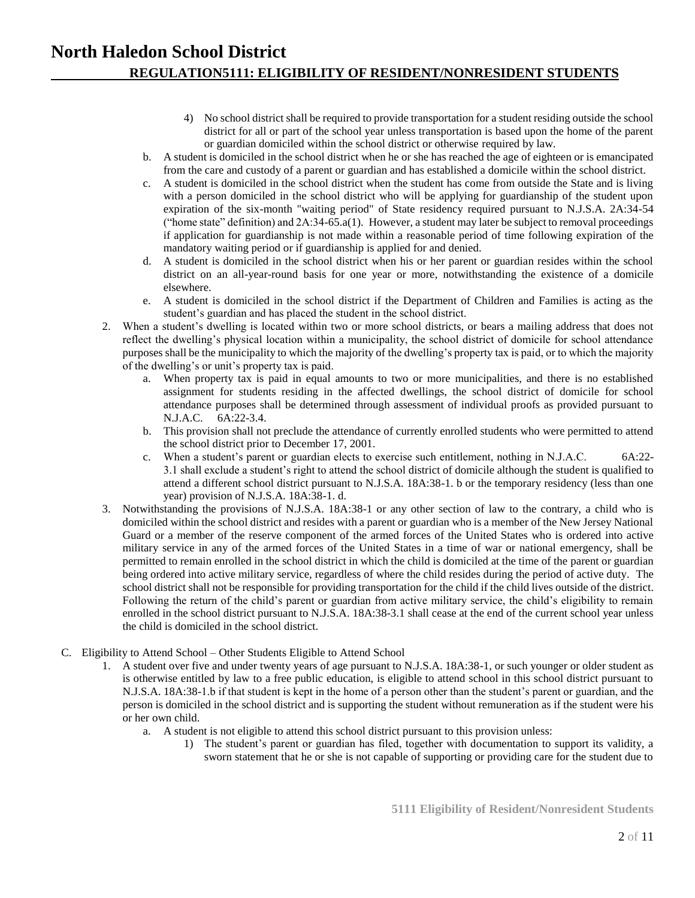4) No school district shall be required to provide transportation for a student residing outside the school district for all or part of the school year unless transportation is based upon the home of the parent or guardian domiciled within the school district or otherwise required by law.

b. A student is domiciled in the school district when he or she has reached the age of eighteen or is emancipated from the care and custody of a parent or guardian and has established a domicile within the school district.

c. A student is domiciled in the school district when the student has come from outside the State and is living with a person domiciled in the school district who will be applying for guardianship of the student upon expiration of the six-month "waiting period" of State residency required pursuant to N.J.S.A. 2A:34-54 ("home state" definition) and 2A:34-65.a(1). However, a student may later be subject to removal proceedings if application for guardianship is not made within a reasonable period of time following expiration of the mandatory waiting period or if guardianship is applied for and denied.

d. A student is domiciled in the school district when his or her parent or guardian resides within the school district on an all-year-round basis for one year or more, notwithstanding the existence of a domicile elsewhere.

e. A student is domiciled in the school district if the Department of Children and Families is acting as the student's guardian and has placed the student in the school district.

2. When a student's dwelling is located within two or more school districts, or bears a mailing address that does not reflect the dwelling's physical location within a municipality, the school district of domicile for school attendance purposes shall be the municipality to which the majority of the dwelling's property tax is paid, or to which the majority of the dwelling's or unit's property tax is paid.

   a. When property tax is paid in equal amounts to two or more municipalities, and there is no established assignment for students residing in the affected dwellings, the school district of domicile for school attendance purposes shall be determined through assessment of individual proofs as provided pursuant to N.J.A.C. 6A:22-3.4.

   b. This provision shall not preclude the attendance of currently enrolled students who were permitted to attend the school district prior to December 17, 2001.

   c. When a student's parent or guardian elects to exercise such entitlement, nothing in N.J.A.C. 6A:22-3.1 shall exclude a student's right to attend the school district of domicile although the student is qualified to attend a different school district pursuant to N.J.S.A. 18A:38-1. b or the temporary residency (less than one year) provision of N.J.S.A. 18A:38-1. d.

3. Notwithstanding the provisions of N.J.S.A. 18A:38-1 or any other section of law to the contrary, a child who is domiciled within the school district and resides with a parent or guardian who is a member of the New Jersey National Guard or a member of the reserve component of the armed forces of the United States who is ordered into active military service in any of the armed forces of the United States in a time of war or national emergency, shall be permitted to remain enrolled in the school district in which the child is domiciled at the time of the parent or guardian being ordered into active military service, regardless of where the child resides during the period of active duty. The school district shall not be responsible for providing transportation for the child if the child lives outside of the district. Following the return of the child's parent or guardian from active military service, the child's eligibility to remain enrolled in the school district pursuant to N.J.S.A. 18A:38-3.1 shall cease at the end of the current school year unless the child is domiciled in the school district.

C. Eligibility to Attend School – Other Students Eligible to Attend School

1. A student over five and under twenty years of age pursuant to N.J.S.A. 18A:38-1, or such younger or older student as is otherwise entitled by law to a free public education, is eligible to attend school in this school district pursuant to N.J.S.A. 18A:38-1.b if that student is kept in the home of a person other than the student's parent or guardian, and the person is domiciled in the school district and is supporting the student without remuneration as if the student were his or her own child.

   a. A student is not eligible to attend this school district pursuant to this provision unless:

      1) The student's parent or guardian has filed, together with documentation to support its validity, a sworn statement that he or she is not capable of supporting or providing care for the student due to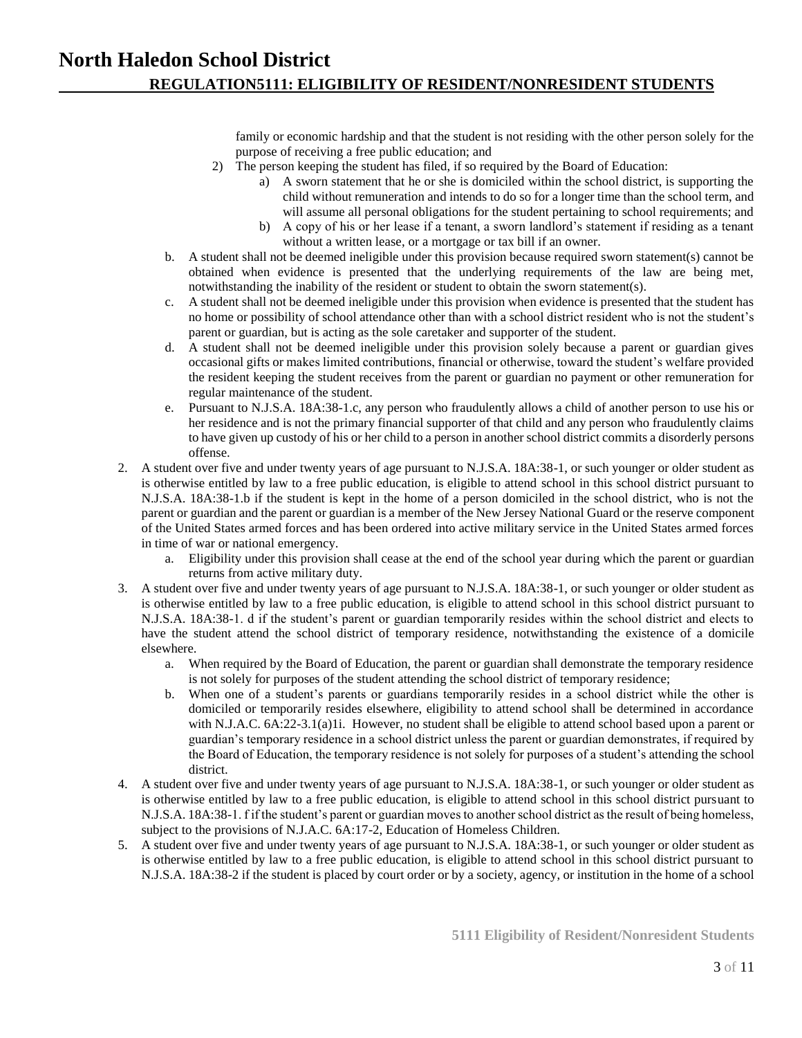family or economic hardship and that the student is not residing with the other person solely for the purpose of receiving a free public education; and

   2) The person keeping the student has filed, if so required by the Board of Education:
      a) A sworn statement that he or she is domiciled within the school district, is supporting the child without remuneration and intends to do so for a longer time than the school term, and will assume all personal obligations for the student pertaining to school requirements; and
      b) A copy of his or her lease if a tenant, a sworn landlord's statement if residing as a tenant without a written lease, or a mortgage or tax bill if an owner.

   b. A student shall not be deemed ineligible under this provision because required sworn statement(s) cannot be obtained when evidence is presented that the underlying requirements of the law are being met, notwithstanding the inability of the resident or student to obtain the sworn statement(s).

   c. A student shall not be deemed ineligible under this provision when evidence is presented that the student has no home or possibility of school attendance other than with a school district resident who is not the student's parent or guardian, but is acting as the sole caretaker and supporter of the student.

   d. A student shall not be deemed ineligible under this provision solely because a parent or guardian gives occasional gifts or makes limited contributions, financial or otherwise, toward the student's welfare provided the resident keeping the student receives from the parent or guardian no payment or other remuneration for regular maintenance of the student.

   e. Pursuant to N.J.S.A. 18A:38-1.c, any person who fraudulently allows a child of another person to use his or her residence and is not the primary financial supporter of that child and any person who fraudulently claims to have given up custody of his or her child to a person in another school district commits a disorderly persons offense.

2. A student over five and under twenty years of age pursuant to N.J.S.A. 18A:38-1, or such younger or older student as is otherwise entitled by law to a free public education, is eligible to attend school in this school district pursuant to N.J.S.A. 18A:38-1.b if the student is kept in the home of a person domiciled in the school district, who is not the parent or guardian and the parent or guardian is a member of the New Jersey National Guard or the reserve component of the United States armed forces and has been ordered into active military service in the United States armed forces in time of war or national emergency.
   a. Eligibility under this provision shall cease at the end of the school year during which the parent or guardian returns from active military duty.

3. A student over five and under twenty years of age pursuant to N.J.S.A. 18A:38-1, or such younger or older student as is otherwise entitled by law to a free public education, is eligible to attend school in this school district pursuant to N.J.S.A. 18A:38-1. d if the student's parent or guardian temporarily resides within the school district and elects to have the student attend the school district of temporary residence, notwithstanding the existence of a domicile elsewhere.
   a. When required by the Board of Education, the parent or guardian shall demonstrate the temporary residence is not solely for purposes of the student attending the school district of temporary residence;
   b. When one of a student's parents or guardians temporarily resides in a school district while the other is domiciled or temporarily resides elsewhere, eligibility to attend school shall be determined in accordance with N.J.A.C. 6A:22-3.1(a)1i. However, no student shall be eligible to attend school based upon a parent or guardian's temporary residence in a school district unless the parent or guardian demonstrates, if required by the Board of Education, the temporary residence is not solely for purposes of a student's attending the school district.

4. A student over five and under twenty years of age pursuant to N.J.S.A. 18A:38-1, or such younger or older student as is otherwise entitled by law to a free public education, is eligible to attend school in this school district pursuant to N.J.S.A. 18A:38-1. f if the student's parent or guardian moves to another school district as the result of being homeless, subject to the provisions of N.J.A.C. 6A:17-2, Education of Homeless Children.

5. A student over five and under twenty years of age pursuant to N.J.S.A. 18A:38-1, or such younger or older student as is otherwise entitled by law to a free public education, is eligible to attend school in this school district pursuant to N.J.S.A. 18A:38-2 if the student is placed by court order or by a society, agency, or institution in the home of a school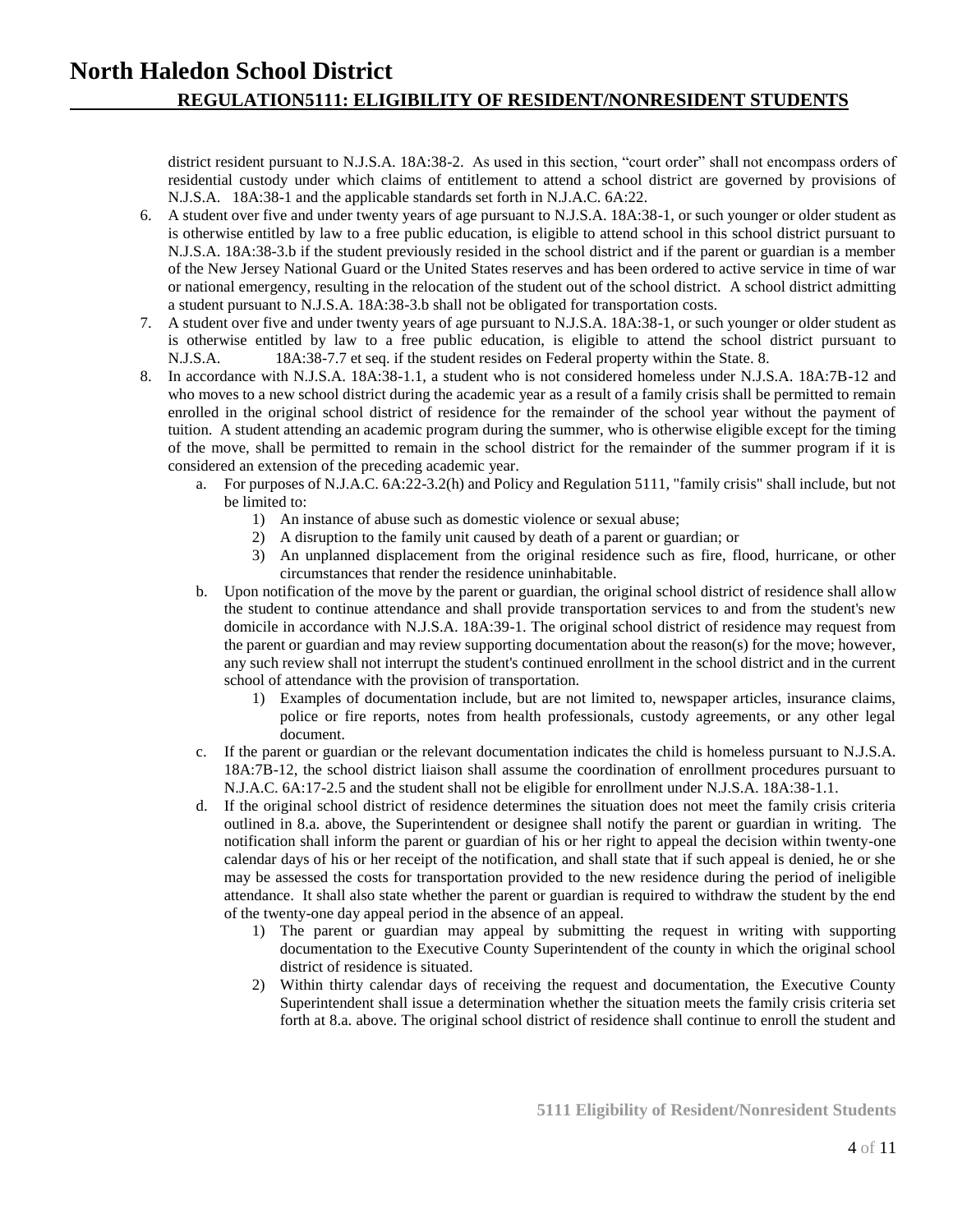district resident pursuant to N.J.S.A. 18A:38-2. As used in this section, "court order" shall not encompass orders of residential custody under which claims of entitlement to attend a school district are governed by provisions of N.J.S.A. 18A:38-1 and the applicable standards set forth in N.J.A.C. 6A:22.

6. A student over five and under twenty years of age pursuant to N.J.S.A. 18A:38-1, or such younger or older student as is otherwise entitled by law to a free public education, is eligible to attend school in this school district pursuant to N.J.S.A. 18A:38-3.b if the student previously resided in the school district and if the parent or guardian is a member of the New Jersey National Guard or the United States reserves and has been ordered to active service in time of war or national emergency, resulting in the relocation of the student out of the school district. A school district admitting a student pursuant to N.J.S.A. 18A:38-3.b shall not be obligated for transportation costs.
7. A student over five and under twenty years of age pursuant to N.J.S.A. 18A:38-1, or such younger or older student as is otherwise entitled by law to a free public education, is eligible to attend the school district pursuant to N.J.S.A. 18A:38-7.7 et seq. if the student resides on Federal property within the State. 8.
8. In accordance with N.J.S.A. 18A:38-1.1, a student who is not considered homeless under N.J.S.A. 18A:7B-12 and who moves to a new school district during the academic year as a result of a family crisis shall be permitted to remain enrolled in the original school district of residence for the remainder of the school year without the payment of tuition. A student attending an academic program during the summer, who is otherwise eligible except for the timing of the move, shall be permitted to remain in the school district for the remainder of the summer program if it is considered an extension of the preceding academic year.
   a. For purposes of N.J.A.C. 6A:22-3.2(h) and Policy and Regulation 5111, "family crisis" shall include, but not be limited to:
      1) An instance of abuse such as domestic violence or sexual abuse;
      2) A disruption to the family unit caused by death of a parent or guardian; or
      3) An unplanned displacement from the original residence such as fire, flood, hurricane, or other circumstances that render the residence uninhabitable.
   b. Upon notification of the move by the parent or guardian, the original school district of residence shall allow the student to continue attendance and shall provide transportation services to and from the student's new domicile in accordance with N.J.S.A. 18A:39-1. The original school district of residence may request from the parent or guardian and may review supporting documentation about the reason(s) for the move; however, any such review shall not interrupt the student's continued enrollment in the school district and in the current school of attendance with the provision of transportation.
      1) Examples of documentation include, but are not limited to, newspaper articles, insurance claims, police or fire reports, notes from health professionals, custody agreements, or any other legal document.
   c. If the parent or guardian or the relevant documentation indicates the child is homeless pursuant to N.J.S.A. 18A:7B-12, the school district liaison shall assume the coordination of enrollment procedures pursuant to N.J.A.C. 6A:17-2.5 and the student shall not be eligible for enrollment under N.J.S.A. 18A:38-1.1.
   d. If the original school district of residence determines the situation does not meet the family crisis criteria outlined in 8.a. above, the Superintendent or designee shall notify the parent or guardian in writing. The notification shall inform the parent or guardian of his or her right to appeal the decision within twenty-one calendar days of his or her receipt of the notification, and shall state that if such appeal is denied, he or she may be assessed the costs for transportation provided to the new residence during the period of ineligible attendance. It shall also state whether the parent or guardian is required to withdraw the student by the end of the twenty-one day appeal period in the absence of an appeal.
      1) The parent or guardian may appeal by submitting the request in writing with supporting documentation to the Executive County Superintendent of the county in which the original school district of residence is situated.
      2) Within thirty calendar days of receiving the request and documentation, the Executive County Superintendent shall issue a determination whether the situation meets the family crisis criteria set forth at 8.a. above. The original school district of residence shall continue to enroll the student and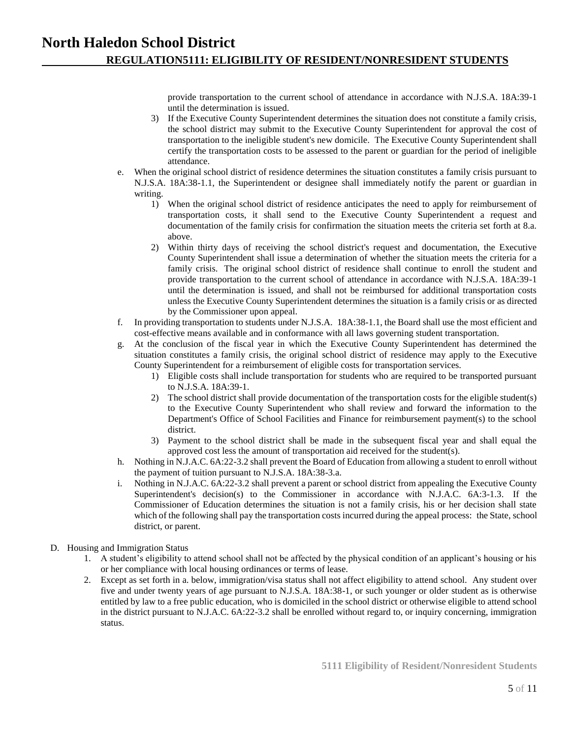provide transportation to the current school of attendance in accordance with N.J.S.A. 18A:39-1 until the determination is issued.

3) If the Executive County Superintendent determines the situation does not constitute a family crisis, the school district may submit to the Executive County Superintendent for approval the cost of transportation to the ineligible student's new domicile. The Executive County Superintendent shall certify the transportation costs to be assessed to the parent or guardian for the period of ineligible attendance.

e. When the original school district of residence determines the situation constitutes a family crisis pursuant to N.J.S.A. 18A:38-1.1, the Superintendent or designee shall immediately notify the parent or guardian in writing.

   1) When the original school district of residence anticipates the need to apply for reimbursement of transportation costs, it shall send to the Executive County Superintendent a request and documentation of the family crisis for confirmation the situation meets the criteria set forth at 8.a. above.

   2) Within thirty days of receiving the school district's request and documentation, the Executive County Superintendent shall issue a determination of whether the situation meets the criteria for a family crisis. The original school district of residence shall continue to enroll the student and provide transportation to the current school of attendance in accordance with N.J.S.A. 18A:39-1 until the determination is issued, and shall not be reimbursed for additional transportation costs unless the Executive County Superintendent determines the situation is a family crisis or as directed by the Commissioner upon appeal.

f. In providing transportation to students under N.J.S.A. 18A:38-1.1, the Board shall use the most efficient and cost-effective means available and in conformance with all laws governing student transportation.

g. At the conclusion of the fiscal year in which the Executive County Superintendent has determined the situation constitutes a family crisis, the original school district of residence may apply to the Executive County Superintendent for a reimbursement of eligible costs for transportation services.

   1) Eligible costs shall include transportation for students who are required to be transported pursuant to N.J.S.A. 18A:39-1.

   2) The school district shall provide documentation of the transportation costs for the eligible student(s) to the Executive County Superintendent who shall review and forward the information to the Department's Office of School Facilities and Finance for reimbursement payment(s) to the school district.

   3) Payment to the school district shall be made in the subsequent fiscal year and shall equal the approved cost less the amount of transportation aid received for the student(s).

h. Nothing in N.J.A.C. 6A:22-3.2 shall prevent the Board of Education from allowing a student to enroll without the payment of tuition pursuant to N.J.S.A. 18A:38-3.a.

i. Nothing in N.J.A.C. 6A:22-3.2 shall prevent a parent or school district from appealing the Executive County Superintendent's decision(s) to the Commissioner in accordance with N.J.A.C. 6A:3-1.3. If the Commissioner of Education determines the situation is not a family crisis, his or her decision shall state which of the following shall pay the transportation costs incurred during the appeal process: the State, school district, or parent.

D. Housing and Immigration Status

1. A student's eligibility to attend school shall not be affected by the physical condition of an applicant's housing or his or her compliance with local housing ordinances or terms of lease.

2. Except as set forth in a. below, immigration/visa status shall not affect eligibility to attend school. Any student over five and under twenty years of age pursuant to N.J.S.A. 18A:38-1, or such younger or older student as is otherwise entitled by law to a free public education, who is domiciled in the school district or otherwise eligible to attend school in the district pursuant to N.J.A.C. 6A:22-3.2 shall be enrolled without regard to, or inquiry concerning, immigration status.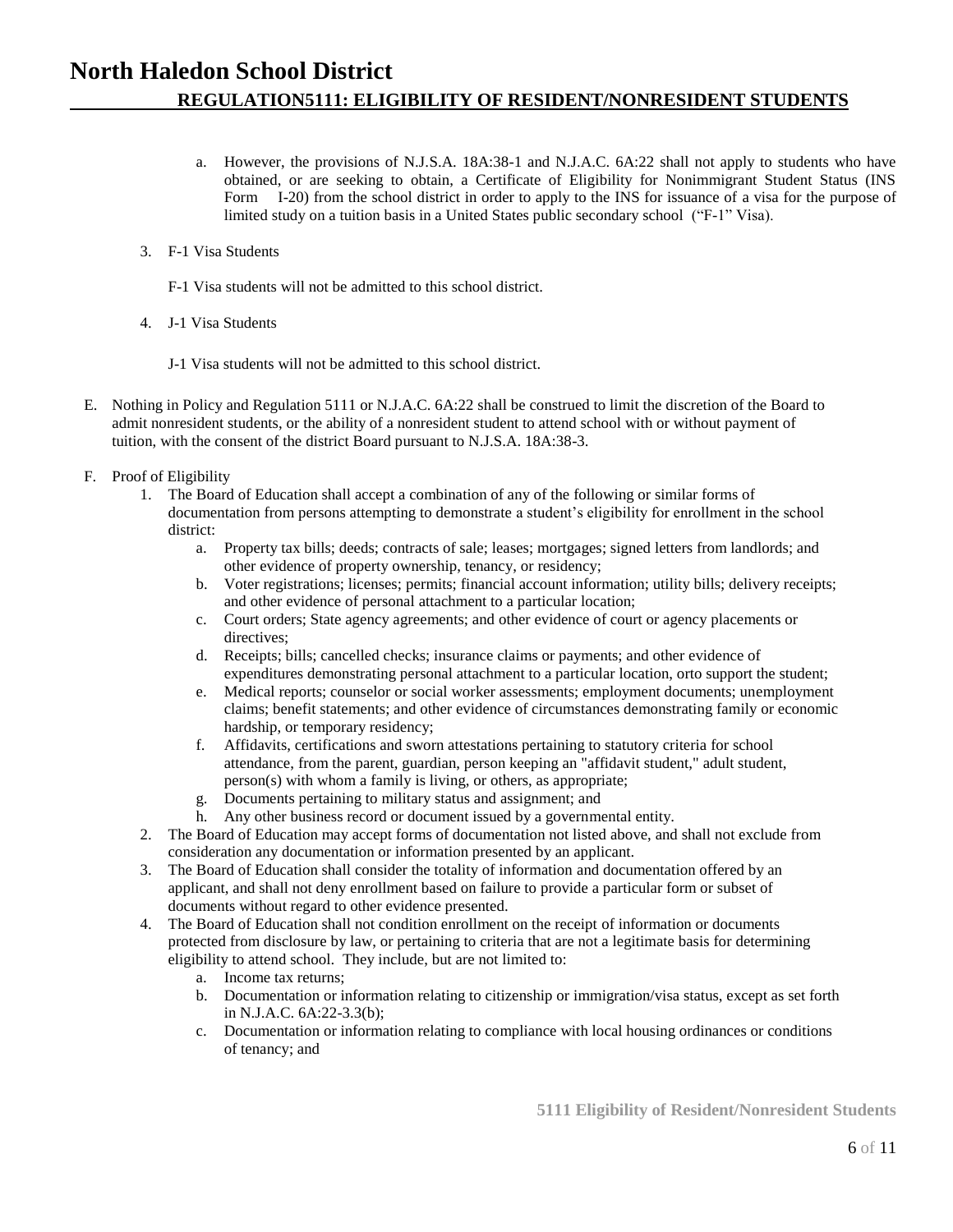a. However, the provisions of N.J.S.A. 18A:38-1 and N.J.A.C. 6A:22 shall not apply to students who have obtained, or are seeking to obtain, a Certificate of Eligibility for Nonimmigrant Student Status (INS Form I-20) from the school district in order to apply to the INS for issuance of a visa for the purpose of limited study on a tuition basis in a United States public secondary school ("F-1" Visa).

3. F-1 Visa Students

   F-1 Visa students will not be admitted to this school district.

4. J-1 Visa Students

   J-1 Visa students will not be admitted to this school district.

E. Nothing in Policy and Regulation 5111 or N.J.A.C. 6A:22 shall be construed to limit the discretion of the Board to admit nonresident students, or the ability of a nonresident student to attend school with or without payment of tuition, with the consent of the district Board pursuant to N.J.S.A. 18A:38-3.

F. Proof of Eligibility
   1. The Board of Education shall accept a combination of any of the following or similar forms of documentation from persons attempting to demonstrate a student's eligibility for enrollment in the school district:
      a. Property tax bills; deeds; contracts of sale; leases; mortgages; signed letters from landlords; and other evidence of property ownership, tenancy, or residency;
      b. Voter registrations; licenses; permits; financial account information; utility bills; delivery receipts; and other evidence of personal attachment to a particular location;
      c. Court orders; State agency agreements; and other evidence of court or agency placements or directives;
      d. Receipts; bills; cancelled checks; insurance claims or payments; and other evidence of expenditures demonstrating personal attachment to a particular location, orto support the student;
      e. Medical reports; counselor or social worker assessments; employment documents; unemployment claims; benefit statements; and other evidence of circumstances demonstrating family or economic hardship, or temporary residency;
      f. Affidavits, certifications and sworn attestations pertaining to statutory criteria for school attendance, from the parent, guardian, person keeping an "affidavit student," adult student, person(s) with whom a family is living, or others, as appropriate;
      g. Documents pertaining to military status and assignment; and
      h. Any other business record or document issued by a governmental entity.
   2. The Board of Education may accept forms of documentation not listed above, and shall not exclude from consideration any documentation or information presented by an applicant.
   3. The Board of Education shall consider the totality of information and documentation offered by an applicant, and shall not deny enrollment based on failure to provide a particular form or subset of documents without regard to other evidence presented.
   4. The Board of Education shall not condition enrollment on the receipt of information or documents protected from disclosure by law, or pertaining to criteria that are not a legitimate basis for determining eligibility to attend school. They include, but are not limited to:
      a. Income tax returns;
      b. Documentation or information relating to citizenship or immigration/visa status, except as set forth in N.J.A.C. 6A:22-3.3(b);
      c. Documentation or information relating to compliance with local housing ordinances or conditions of tenancy; and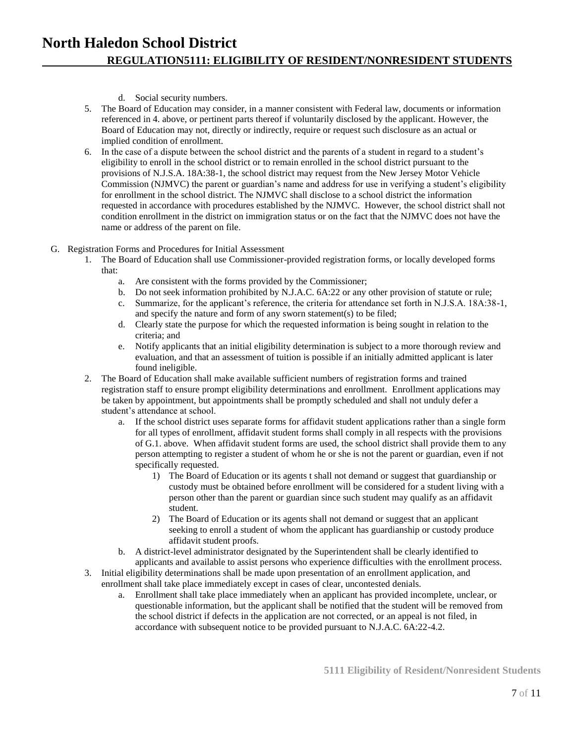d. Social security numbers.

5. The Board of Education may consider, in a manner consistent with Federal law, documents or information referenced in 4. above, or pertinent parts thereof if voluntarily disclosed by the applicant. However, the Board of Education may not, directly or indirectly, require or request such disclosure as an actual or implied condition of enrollment.
6. In the case of a dispute between the school district and the parents of a student in regard to a student's eligibility to enroll in the school district or to remain enrolled in the school district pursuant to the provisions of N.J.S.A. 18A:38-1, the school district may request from the New Jersey Motor Vehicle Commission (NJMVC) the parent or guardian's name and address for use in verifying a student's eligibility for enrollment in the school district. The NJMVC shall disclose to a school district the information requested in accordance with procedures established by the NJMVC. However, the school district shall not condition enrollment in the district on immigration status or on the fact that the NJMVC does not have the name or address of the parent on file.

G. Registration Forms and Procedures for Initial Assessment

1. The Board of Education shall use Commissioner-provided registration forms, or locally developed forms that:
   a. Are consistent with the forms provided by the Commissioner;
   b. Do not seek information prohibited by N.J.A.C. 6A:22 or any other provision of statute or rule;
   c. Summarize, for the applicant's reference, the criteria for attendance set forth in N.J.S.A. 18A:38-1, and specify the nature and form of any sworn statement(s) to be filed;
   d. Clearly state the purpose for which the requested information is being sought in relation to the criteria; and
   e. Notify applicants that an initial eligibility determination is subject to a more thorough review and evaluation, and that an assessment of tuition is possible if an initially admitted applicant is later found ineligible.
2. The Board of Education shall make available sufficient numbers of registration forms and trained registration staff to ensure prompt eligibility determinations and enrollment. Enrollment applications may be taken by appointment, but appointments shall be promptly scheduled and shall not unduly defer a student's attendance at school.
   a. If the school district uses separate forms for affidavit student applications rather than a single form for all types of enrollment, affidavit student forms shall comply in all respects with the provisions of G.1. above. When affidavit student forms are used, the school district shall provide them to any person attempting to register a student of whom he or she is not the parent or guardian, even if not specifically requested.
      1) The Board of Education or its agents t shall not demand or suggest that guardianship or custody must be obtained before enrollment will be considered for a student living with a person other than the parent or guardian since such student may qualify as an affidavit student.
      2) The Board of Education or its agents shall not demand or suggest that an applicant seeking to enroll a student of whom the applicant has guardianship or custody produce affidavit student proofs.
   b. A district-level administrator designated by the Superintendent shall be clearly identified to applicants and available to assist persons who experience difficulties with the enrollment process.
3. Initial eligibility determinations shall be made upon presentation of an enrollment application, and enrollment shall take place immediately except in cases of clear, uncontested denials.
   a. Enrollment shall take place immediately when an applicant has provided incomplete, unclear, or questionable information, but the applicant shall be notified that the student will be removed from the school district if defects in the application are not corrected, or an appeal is not filed, in accordance with subsequent notice to be provided pursuant to N.J.A.C. 6A:22-4.2.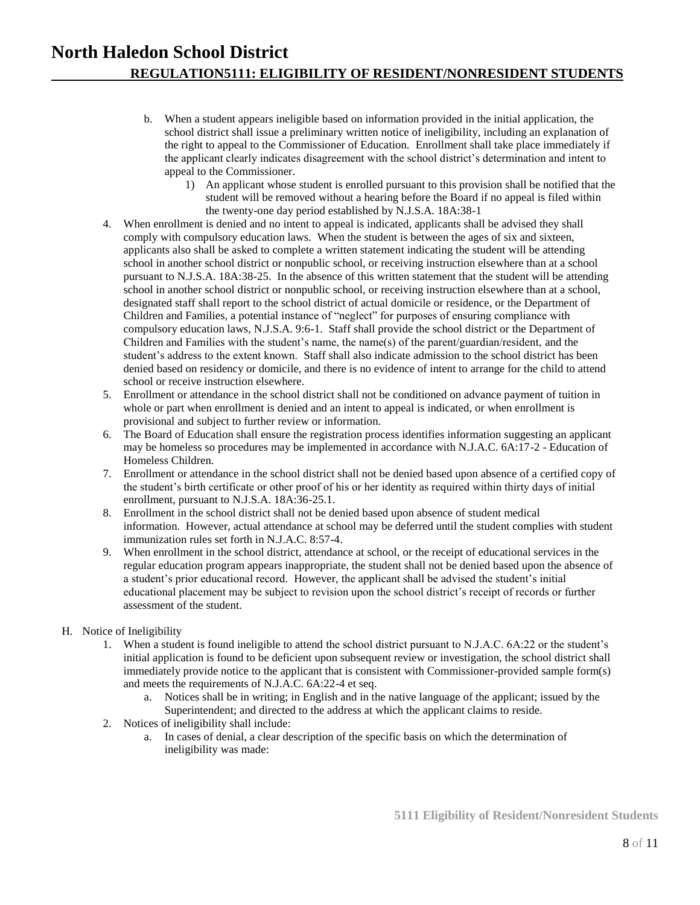b. When a student appears ineligible based on information provided in the initial application, the school district shall issue a preliminary written notice of ineligibility, including an explanation of the right to appeal to the Commissioner of Education. Enrollment shall take place immediately if the applicant clearly indicates disagreement with the school district's determination and intent to appeal to the Commissioner.

   1) An applicant whose student is enrolled pursuant to this provision shall be notified that the student will be removed without a hearing before the Board if no appeal is filed within the twenty-one day period established by N.J.S.A. 18A:38-1

4. When enrollment is denied and no intent to appeal is indicated, applicants shall be advised they shall comply with compulsory education laws. When the student is between the ages of six and sixteen, applicants also shall be asked to complete a written statement indicating the student will be attending school in another school district or nonpublic school, or receiving instruction elsewhere than at a school pursuant to N.J.S.A. 18A:38-25. In the absence of this written statement that the student will be attending school in another school district or nonpublic school, or receiving instruction elsewhere than at a school, designated staff shall report to the school district of actual domicile or residence, or the Department of Children and Families, a potential instance of "neglect" for purposes of ensuring compliance with compulsory education laws, N.J.S.A. 9:6-1. Staff shall provide the school district or the Department of Children and Families with the student's name, the name(s) of the parent/guardian/resident, and the student's address to the extent known. Staff shall also indicate admission to the school district has been denied based on residency or domicile, and there is no evidence of intent to arrange for the child to attend school or receive instruction elsewhere.
5. Enrollment or attendance in the school district shall not be conditioned on advance payment of tuition in whole or part when enrollment is denied and an intent to appeal is indicated, or when enrollment is provisional and subject to further review or information.
6. The Board of Education shall ensure the registration process identifies information suggesting an applicant may be homeless so procedures may be implemented in accordance with N.J.A.C. 6A:17-2 - Education of Homeless Children.
7. Enrollment or attendance in the school district shall not be denied based upon absence of a certified copy of the student's birth certificate or other proof of his or her identity as required within thirty days of initial enrollment, pursuant to N.J.S.A. 18A:36-25.1.
8. Enrollment in the school district shall not be denied based upon absence of student medical information. However, actual attendance at school may be deferred until the student complies with student immunization rules set forth in N.J.A.C. 8:57-4.
9. When enrollment in the school district, attendance at school, or the receipt of educational services in the regular education program appears inappropriate, the student shall not be denied based upon the absence of a student's prior educational record. However, the applicant shall be advised the student's initial educational placement may be subject to revision upon the school district's receipt of records or further assessment of the student.

H. Notice of Ineligibility

1. When a student is found ineligible to attend the school district pursuant to N.J.A.C. 6A:22 or the student's initial application is found to be deficient upon subsequent review or investigation, the school district shall immediately provide notice to the applicant that is consistent with Commissioner-provided sample form(s) and meets the requirements of N.J.A.C. 6A:22-4 et seq.
   a. Notices shall be in writing; in English and in the native language of the applicant; issued by the Superintendent; and directed to the address at which the applicant claims to reside.
2. Notices of ineligibility shall include:
   a. In cases of denial, a clear description of the specific basis on which the determination of ineligibility was made: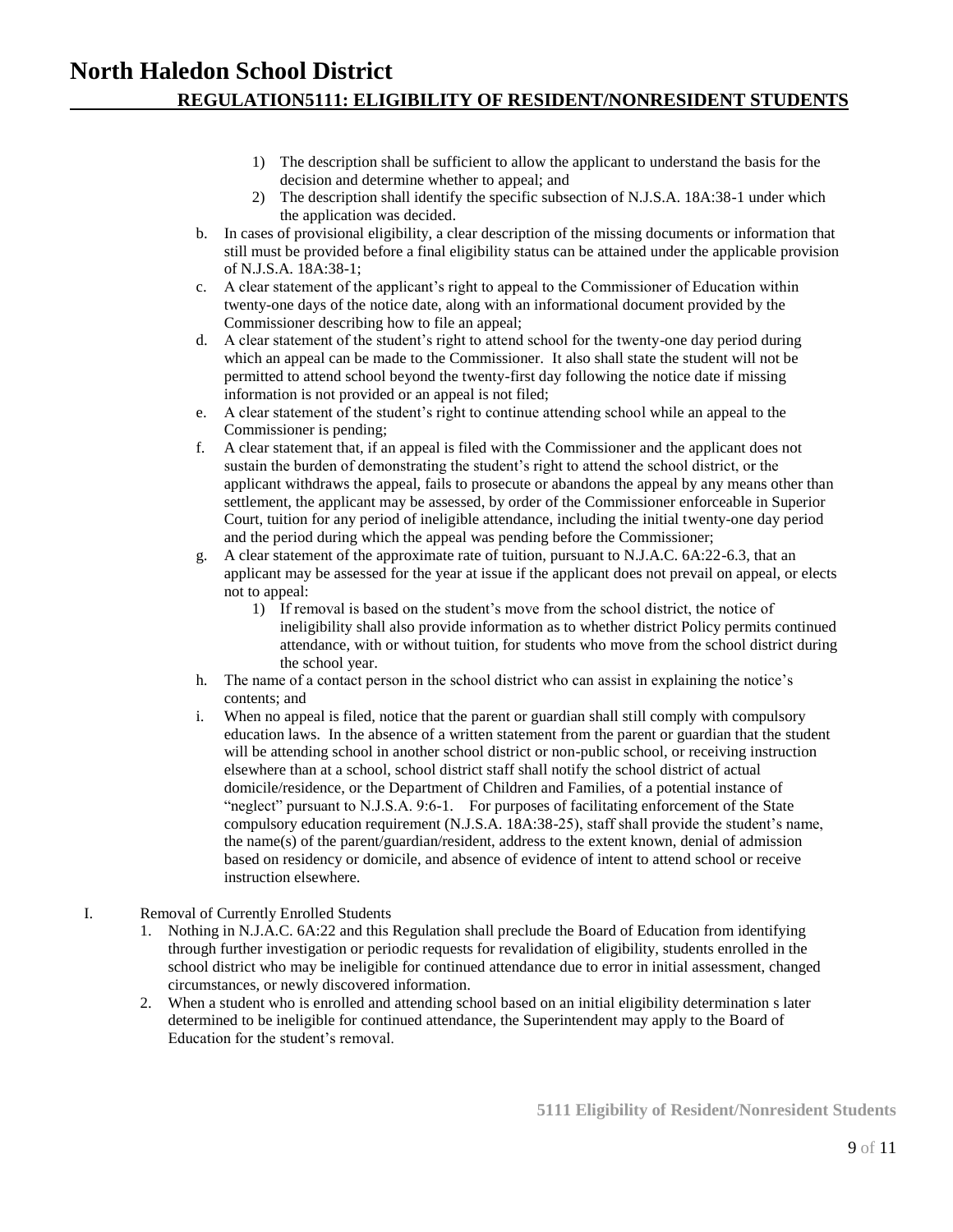1) The description shall be sufficient to allow the applicant to understand the basis for the decision and determine whether to appeal; and
2) The description shall identify the specific subsection of N.J.S.A. 18A:38-1 under which the application was decided.

b. In cases of provisional eligibility, a clear description of the missing documents or information that still must be provided before a final eligibility status can be attained under the applicable provision of N.J.S.A. 18A:38-1;

c. A clear statement of the applicant's right to appeal to the Commissioner of Education within twenty-one days of the notice date, along with an informational document provided by the Commissioner describing how to file an appeal;

d. A clear statement of the student's right to attend school for the twenty-one day period during which an appeal can be made to the Commissioner. It also shall state the student will not be permitted to attend school beyond the twenty-first day following the notice date if missing information is not provided or an appeal is not filed;

e. A clear statement of the student's right to continue attending school while an appeal to the Commissioner is pending;

f. A clear statement that, if an appeal is filed with the Commissioner and the applicant does not sustain the burden of demonstrating the student's right to attend the school district, or the applicant withdraws the appeal, fails to prosecute or abandons the appeal by any means other than settlement, the applicant may be assessed, by order of the Commissioner enforceable in Superior Court, tuition for any period of ineligible attendance, including the initial twenty-one day period and the period during which the appeal was pending before the Commissioner;

g. A clear statement of the approximate rate of tuition, pursuant to N.J.A.C. 6A:22-6.3, that an applicant may be assessed for the year at issue if the applicant does not prevail on appeal, or elects not to appeal:
   1) If removal is based on the student's move from the school district, the notice of ineligibility shall also provide information as to whether district Policy permits continued attendance, with or without tuition, for students who move from the school district during the school year.

h. The name of a contact person in the school district who can assist in explaining the notice's contents; and

i. When no appeal is filed, notice that the parent or guardian shall still comply with compulsory education laws. In the absence of a written statement from the parent or guardian that the student will be attending school in another school district or non-public school, or receiving instruction elsewhere than at a school, school district staff shall notify the school district of actual domicile/residence, or the Department of Children and Families, of a potential instance of "neglect" pursuant to N.J.S.A. 9:6-1. For purposes of facilitating enforcement of the State compulsory education requirement (N.J.S.A. 18A:38-25), staff shall provide the student's name, the name(s) of the parent/guardian/resident, address to the extent known, denial of admission based on residency or domicile, and absence of evidence of intent to attend school or receive instruction elsewhere.

I. Removal of Currently Enrolled Students

1. Nothing in N.J.A.C. 6A:22 and this Regulation shall preclude the Board of Education from identifying through further investigation or periodic requests for revalidation of eligibility, students enrolled in the school district who may be ineligible for continued attendance due to error in initial assessment, changed circumstances, or newly discovered information.
2. When a student who is enrolled and attending school based on an initial eligibility determination s later determined to be ineligible for continued attendance, the Superintendent may apply to the Board of Education for the student's removal.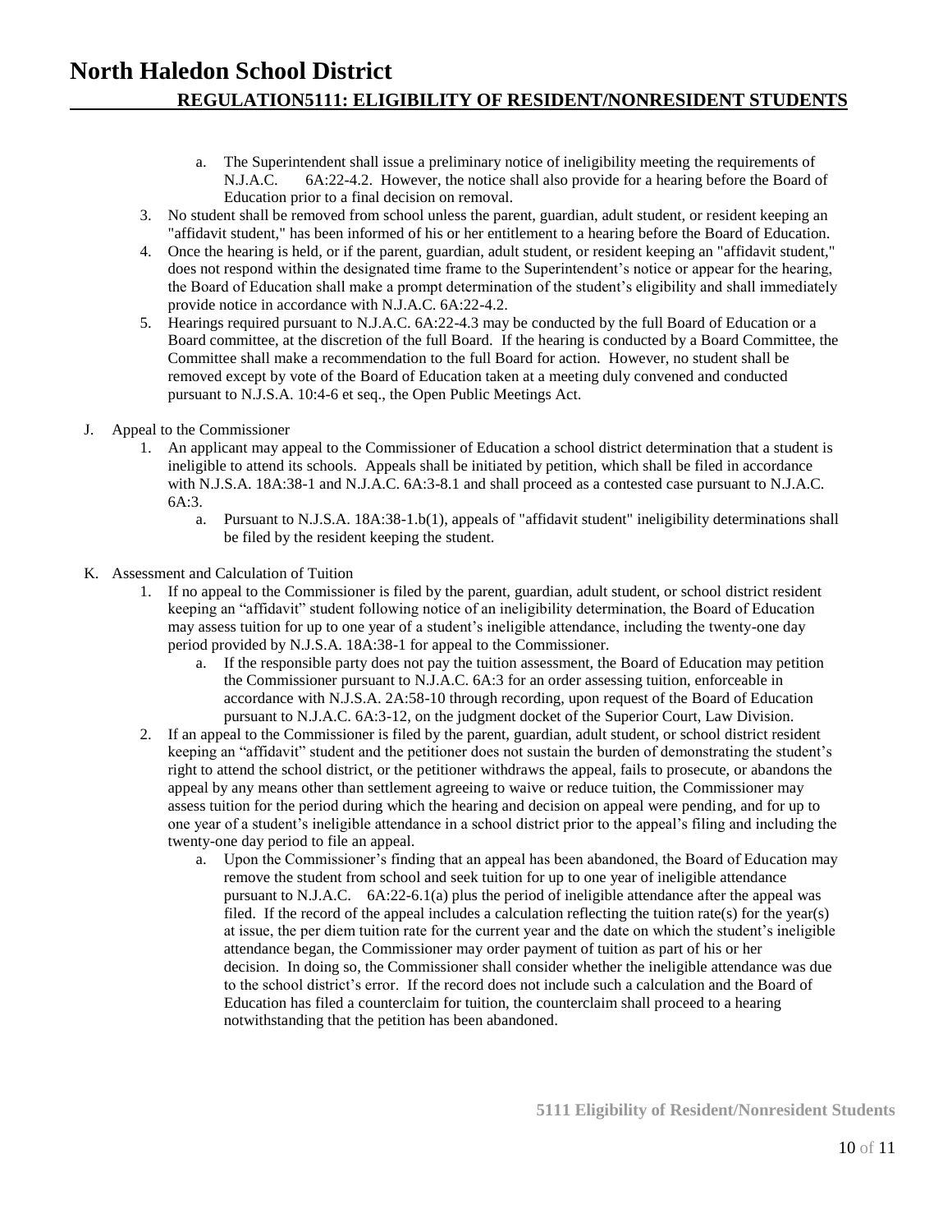a. The Superintendent shall issue a preliminary notice of ineligibility meeting the requirements of N.J.A.C. 6A:22-4.2. However, the notice shall also provide for a hearing before the Board of Education prior to a final decision on removal.

3. No student shall be removed from school unless the parent, guardian, adult student, or resident keeping an "affidavit student," has been informed of his or her entitlement to a hearing before the Board of Education.
4. Once the hearing is held, or if the parent, guardian, adult student, or resident keeping an "affidavit student," does not respond within the designated time frame to the Superintendent's notice or appear for the hearing, the Board of Education shall make a prompt determination of the student's eligibility and shall immediately provide notice in accordance with N.J.A.C. 6A:22-4.2.
5. Hearings required pursuant to N.J.A.C. 6A:22-4.3 may be conducted by the full Board of Education or a Board committee, at the discretion of the full Board. If the hearing is conducted by a Board Committee, the Committee shall make a recommendation to the full Board for action. However, no student shall be removed except by vote of the Board of Education taken at a meeting duly convened and conducted pursuant to N.J.S.A. 10:4-6 et seq., the Open Public Meetings Act.

J. Appeal to the Commissioner

1. An applicant may appeal to the Commissioner of Education a school district determination that a student is ineligible to attend its schools. Appeals shall be initiated by petition, which shall be filed in accordance with N.J.S.A. 18A:38-1 and N.J.A.C. 6A:3-8.1 and shall proceed as a contested case pursuant to N.J.A.C. 6A:3.
   a. Pursuant to N.J.S.A. 18A:38-1.b(1), appeals of "affidavit student" ineligibility determinations shall be filed by the resident keeping the student.

K. Assessment and Calculation of Tuition

1. If no appeal to the Commissioner is filed by the parent, guardian, adult student, or school district resident keeping an "affidavit" student following notice of an ineligibility determination, the Board of Education may assess tuition for up to one year of a student's ineligible attendance, including the twenty-one day period provided by N.J.S.A. 18A:38-1 for appeal to the Commissioner.
   a. If the responsible party does not pay the tuition assessment, the Board of Education may petition the Commissioner pursuant to N.J.A.C. 6A:3 for an order assessing tuition, enforceable in accordance with N.J.S.A. 2A:58-10 through recording, upon request of the Board of Education pursuant to N.J.A.C. 6A:3-12, on the judgment docket of the Superior Court, Law Division.
2. If an appeal to the Commissioner is filed by the parent, guardian, adult student, or school district resident keeping an "affidavit" student and the petitioner does not sustain the burden of demonstrating the student's right to attend the school district, or the petitioner withdraws the appeal, fails to prosecute, or abandons the appeal by any means other than settlement agreeing to waive or reduce tuition, the Commissioner may assess tuition for the period during which the hearing and decision on appeal were pending, and for up to one year of a student's ineligible attendance in a school district prior to the appeal's filing and including the twenty-one day period to file an appeal.
   a. Upon the Commissioner's finding that an appeal has been abandoned, the Board of Education may remove the student from school and seek tuition for up to one year of ineligible attendance pursuant to N.J.A.C. 6A:22-6.1(a) plus the period of ineligible attendance after the appeal was filed. If the record of the appeal includes a calculation reflecting the tuition rate(s) for the year(s) at issue, the per diem tuition rate for the current year and the date on which the student's ineligible attendance began, the Commissioner may order payment of tuition as part of his or her decision. In doing so, the Commissioner shall consider whether the ineligible attendance was due to the school district's error. If the record does not include such a calculation and the Board of Education has filed a counterclaim for tuition, the counterclaim shall proceed to a hearing notwithstanding that the petition has been abandoned.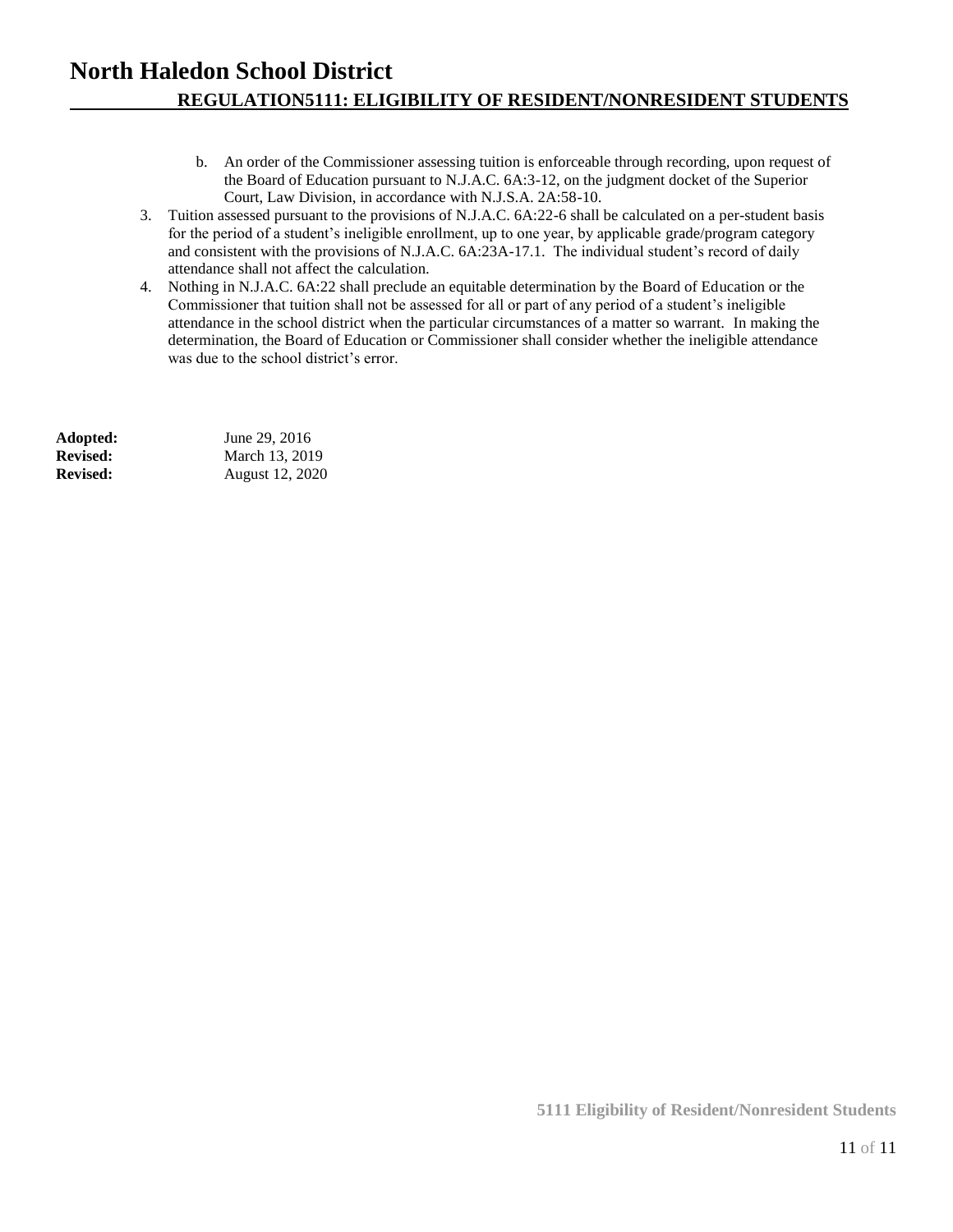b. An order of the Commissioner assessing tuition is enforceable through recording, upon request of the Board of Education pursuant to N.J.A.C. 6A:3-12, on the judgment docket of the Superior Court, Law Division, in accordance with N.J.S.A. 2A:58-10.

3. Tuition assessed pursuant to the provisions of N.J.A.C. 6A:22-6 shall be calculated on a per-student basis for the period of a student's ineligible enrollment, up to one year, by applicable grade/program category and consistent with the provisions of N.J.A.C. 6A:23A-17.1. The individual student's record of daily attendance shall not affect the calculation.
4. Nothing in N.J.A.C. 6A:22 shall preclude an equitable determination by the Board of Education or the Commissioner that tuition shall not be assessed for all or part of any period of a student's ineligible attendance in the school district when the particular circumstances of a matter so warrant. In making the determination, the Board of Education or Commissioner shall consider whether the ineligible attendance was due to the school district's error.

**Adopted:** June 29, 2016
**Revised:** March 13, 2019
**Revised:** August 12, 2020